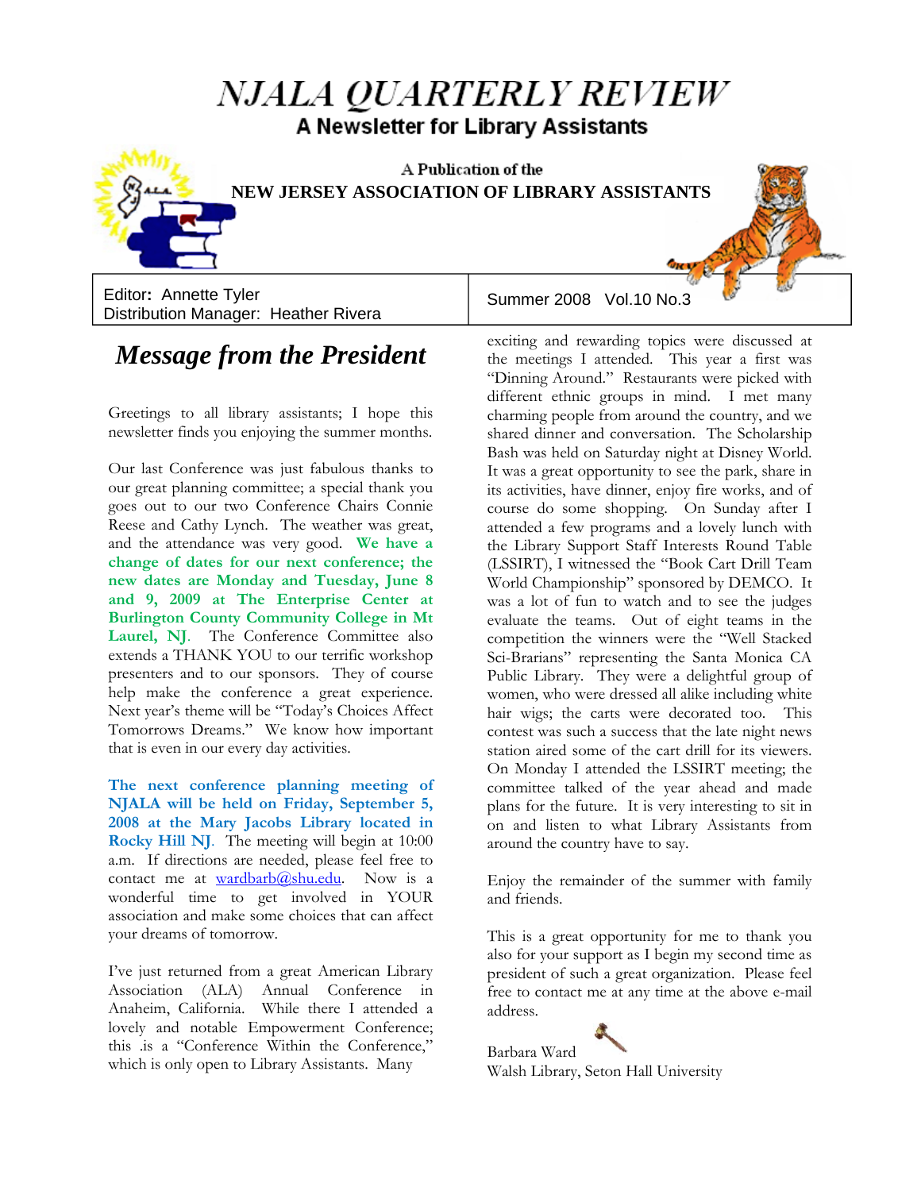# NJALA QUARTERLY REVIEW

## A Newsletter for Library Assistants

A Publication of the

**NEW JERSEY ASSOCIATION OF LIBRARY ASSISTANTS**

Editor: Annette Tyler
Distribution Manager: Heather Rivera

Summer 2008 Vol.10 No.3

## *Message from the President*

Greetings to all library assistants; I hope this newsletter finds you enjoying the summer months.

Our last Conference was just fabulous thanks to our great planning committee; a special thank you goes out to our two Conference Chairs Connie Reese and Cathy Lynch. The weather was great, and the attendance was very good. **We have a change of dates for our next conference; the new dates are Monday and Tuesday, June 8 and 9, 2009 at The Enterprise Center at Burlington County Community College in Mt Laurel, NJ**. The Conference Committee also extends a THANK YOU to our terrific workshop presenters and to our sponsors. They of course help make the conference a great experience. Next year's theme will be "Today's Choices Affect Tomorrows Dreams." We know how important that is even in our every day activities.

**The next conference planning meeting of NJALA will be held on Friday, September 5, 2008 at the Mary Jacobs Library located in Rocky Hill NJ**. The meeting will begin at 10:00 a.m. If directions are needed, please feel free to contact me at wardbarb@shu.edu. Now is a wonderful time to get involved in YOUR association and make some choices that can affect your dreams of tomorrow.

I've just returned from a great American Library Association (ALA) Annual Conference in Anaheim, California. While there I attended a lovely and notable Empowerment Conference; this .is a "Conference Within the Conference," which is only open to Library Assistants. Many exciting and rewarding topics were discussed at the meetings I attended. This year a first was "Dinning Around." Restaurants were picked with different ethnic groups in mind. I met many charming people from around the country, and we shared dinner and conversation. The Scholarship Bash was held on Saturday night at Disney World. It was a great opportunity to see the park, share in its activities, have dinner, enjoy fire works, and of course do some shopping. On Sunday after I attended a few programs and a lovely lunch with the Library Support Staff Interests Round Table (LSSIRT), I witnessed the "Book Cart Drill Team World Championship" sponsored by DEMCO. It was a lot of fun to watch and to see the judges evaluate the teams. Out of eight teams in the competition the winners were the "Well Stacked Sci-Brarians" representing the Santa Monica CA Public Library. They were a delightful group of women, who were dressed all alike including white hair wigs; the carts were decorated too. This contest was such a success that the late night news station aired some of the cart drill for its viewers. On Monday I attended the LSSIRT meeting; the committee talked of the year ahead and made plans for the future. It is very interesting to sit in on and listen to what Library Assistants from around the country have to say.

Enjoy the remainder of the summer with family and friends.

This is a great opportunity for me to thank you also for your support as I begin my second time as president of such a great organization. Please feel free to contact me at any time at the above e-mail address.

Barbara Ward
Walsh Library, Seton Hall University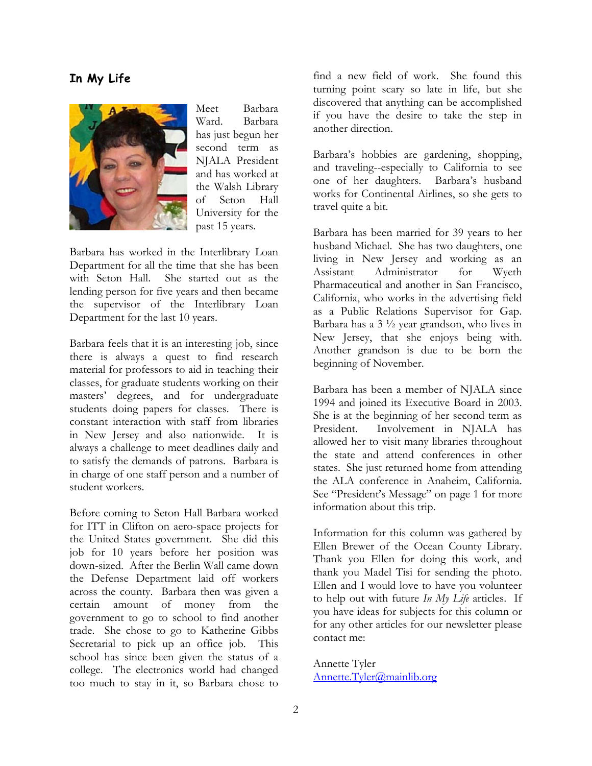## In My Life

Meet Barbara Ward. Barbara has just begun her second term as NJALA President and has worked at the Walsh Library of Seton Hall University for the past 15 years.

Barbara has worked in the Interlibrary Loan Department for all the time that she has been with Seton Hall. She started out as the lending person for five years and then became the supervisor of the Interlibrary Loan Department for the last 10 years.

Barbara feels that it is an interesting job, since there is always a quest to find research material for professors to aid in teaching their classes, for graduate students working on their masters' degrees, and for undergraduate students doing papers for classes. There is constant interaction with staff from libraries in New Jersey and also nationwide. It is always a challenge to meet deadlines daily and to satisfy the demands of patrons. Barbara is in charge of one staff person and a number of student workers.

Before coming to Seton Hall Barbara worked for ITT in Clifton on aero-space projects for the United States government. She did this job for 10 years before her position was down-sized. After the Berlin Wall came down the Defense Department laid off workers across the county. Barbara then was given a certain amount of money from the government to go to school to find another trade. She chose to go to Katherine Gibbs Secretarial to pick up an office job. This school has since been given the status of a college. The electronics world had changed too much to stay in it, so Barbara chose to find a new field of work. She found this turning point scary so late in life, but she discovered that anything can be accomplished if you have the desire to take the step in another direction.

Barbara's hobbies are gardening, shopping, and traveling--especially to California to see one of her daughters. Barbara's husband works for Continental Airlines, so she gets to travel quite a bit.

Barbara has been married for 39 years to her husband Michael. She has two daughters, one living in New Jersey and working as an Assistant Administrator for Wyeth Pharmaceutical and another in San Francisco, California, who works in the advertising field as a Public Relations Supervisor for Gap. Barbara has a 3 ½ year grandson, who lives in New Jersey, that she enjoys being with. Another grandson is due to be born the beginning of November.

Barbara has been a member of NJALA since 1994 and joined its Executive Board in 2003. She is at the beginning of her second term as President. Involvement in NJALA has allowed her to visit many libraries throughout the state and attend conferences in other states. She just returned home from attending the ALA conference in Anaheim, California. See "President's Message" on page 1 for more information about this trip.

Information for this column was gathered by Ellen Brewer of the Ocean County Library. Thank you Ellen for doing this work, and thank you Madel Tisi for sending the photo. Ellen and I would love to have you volunteer to help out with future *In My Life* articles. If you have ideas for subjects for this column or for any other articles for our newsletter please contact me:

Annette Tyler
[Annette.Tyler@mainlib.org](mailto:Annette.Tyler@mainlib.org)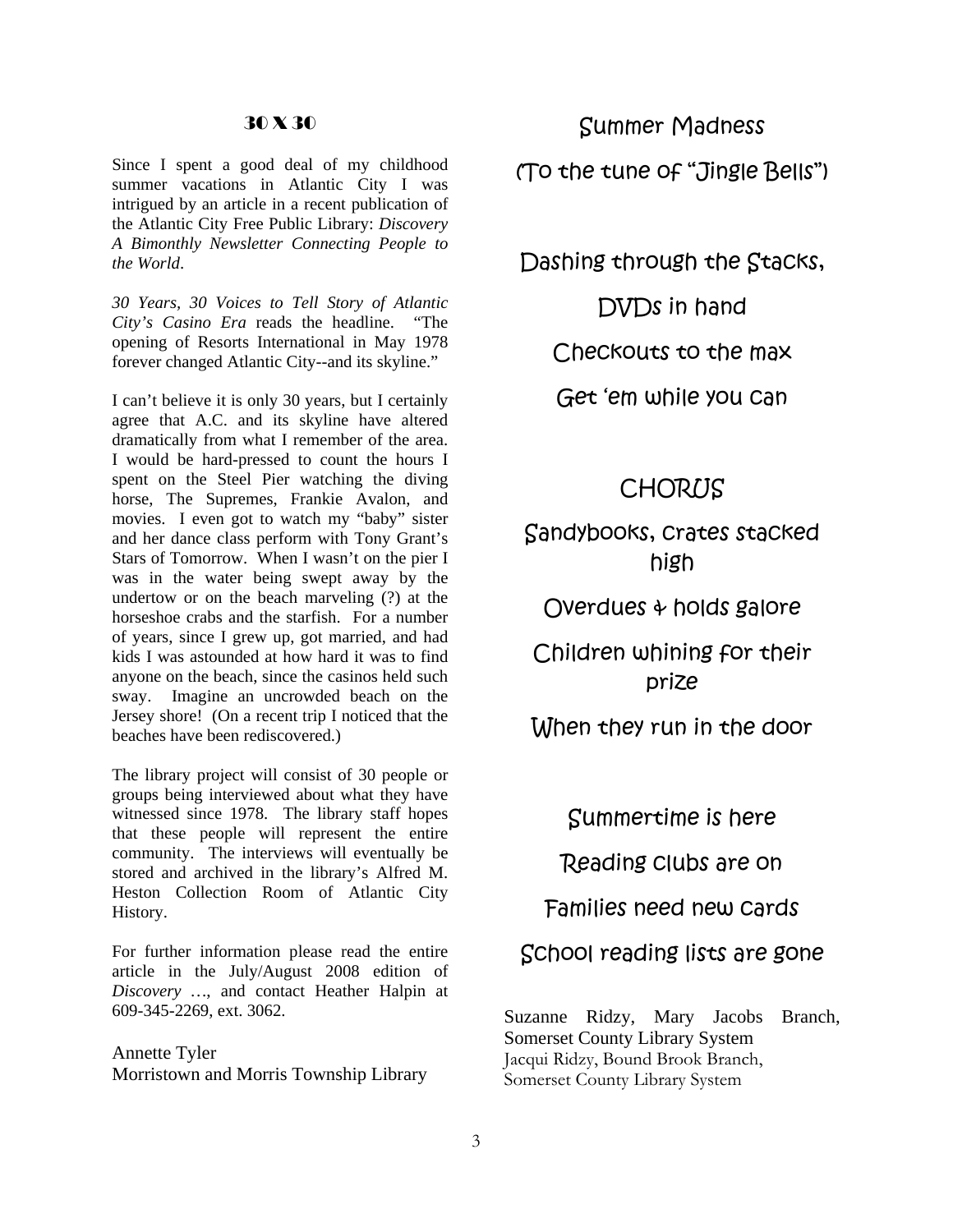## 30 X 30

Since I spent a good deal of my childhood summer vacations in Atlantic City I was intrigued by an article in a recent publication of the Atlantic City Free Public Library: *Discovery A Bimonthly Newsletter Connecting People to the World*.

*30 Years, 30 Voices to Tell Story of Atlantic City's Casino Era* reads the headline. "The opening of Resorts International in May 1978 forever changed Atlantic City--and its skyline."

I can't believe it is only 30 years, but I certainly agree that A.C. and its skyline have altered dramatically from what I remember of the area. I would be hard-pressed to count the hours I spent on the Steel Pier watching the diving horse, The Supremes, Frankie Avalon, and movies. I even got to watch my "baby" sister and her dance class perform with Tony Grant's Stars of Tomorrow. When I wasn't on the pier I was in the water being swept away by the undertow or on the beach marveling (?) at the horseshoe crabs and the starfish. For a number of years, since I grew up, got married, and had kids I was astounded at how hard it was to find anyone on the beach, since the casinos held such sway. Imagine an uncrowded beach on the Jersey shore! (On a recent trip I noticed that the beaches have been rediscovered.)

The library project will consist of 30 people or groups being interviewed about what they have witnessed since 1978. The library staff hopes that these people will represent the entire community. The interviews will eventually be stored and archived in the library's Alfred M. Heston Collection Room of Atlantic City History.

For further information please read the entire article in the July/August 2008 edition of *Discovery* …, and contact Heather Halpin at 609-345-2269, ext. 3062.

Annette Tyler
Morristown and Morris Township Library

## Summer Madness

(To the tune of "Jingle Bells")

Dashing through the Stacks,
DVDs in hand
Checkouts to the max
Get 'em while you can

CHORUS

Sandybooks, crates stacked high
Overdues & holds galore
Children whining for their prize
When they run in the door

Summertime is here
Reading clubs are on
Families need new cards
School reading lists are gone

Suzanne Ridzy, Mary Jacobs Branch, Somerset County Library System
Jacqui Ridzy, Bound Brook Branch, Somerset County Library System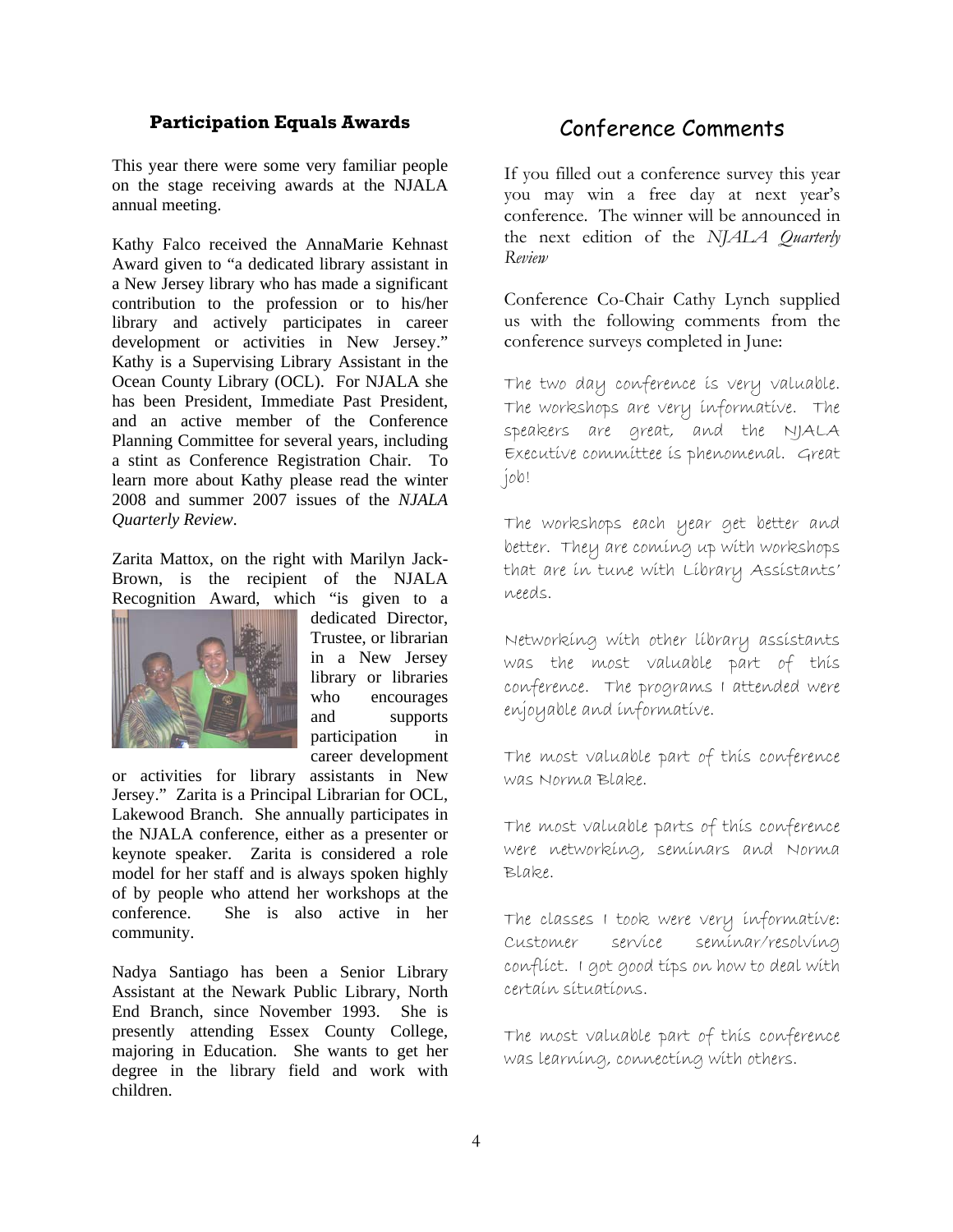### Participation Equals Awards

This year there were some very familiar people on the stage receiving awards at the NJALA annual meeting.

Kathy Falco received the AnnaMarie Kehnast Award given to "a dedicated library assistant in a New Jersey library who has made a significant contribution to the profession or to his/her library and actively participates in career development or activities in New Jersey." Kathy is a Supervising Library Assistant in the Ocean County Library (OCL). For NJALA she has been President, Immediate Past President, and an active member of the Conference Planning Committee for several years, including a stint as Conference Registration Chair. To learn more about Kathy please read the winter 2008 and summer 2007 issues of the *NJALA Quarterly Review*.

Zarita Mattox, on the right with Marilyn Jack-Brown, is the recipient of the NJALA Recognition Award, which "is given to a dedicated Director, Trustee, or librarian in a New Jersey library or libraries who encourages and supports participation in career development or activities for library assistants in New Jersey." Zarita is a Principal Librarian for OCL, Lakewood Branch. She annually participates in the NJALA conference, either as a presenter or keynote speaker. Zarita is considered a role model for her staff and is always spoken highly of by people who attend her workshops at the conference. She is also active in her community.

Nadya Santiago has been a Senior Library Assistant at the Newark Public Library, North End Branch, since November 1993. She is presently attending Essex County College, majoring in Education. She wants to get her degree in the library field and work with children.

## Conference Comments

If you filled out a conference survey this year you may win a free day at next year's conference. The winner will be announced in the next edition of the *NJALA Quarterly Review*

Conference Co-Chair Cathy Lynch supplied us with the following comments from the conference surveys completed in June:

The two day conference is very valuable. The workshops are very informative. The speakers are great, and the NJALA Executive committee is phenomenal. Great job!

The workshops each year get better and better. They are coming up with workshops that are in tune with Library Assistants' needs.

Networking with other library assistants was the most valuable part of this conference. The programs I attended were enjoyable and informative.

The most valuable part of this conference was Norma Blake.

The most valuable parts of this conference were networking, seminars and Norma Blake.

The classes I took were very informative: Customer service seminar/resolving conflict. I got good tips on how to deal with certain situations.

The most valuable part of this conference was learning, connecting with others.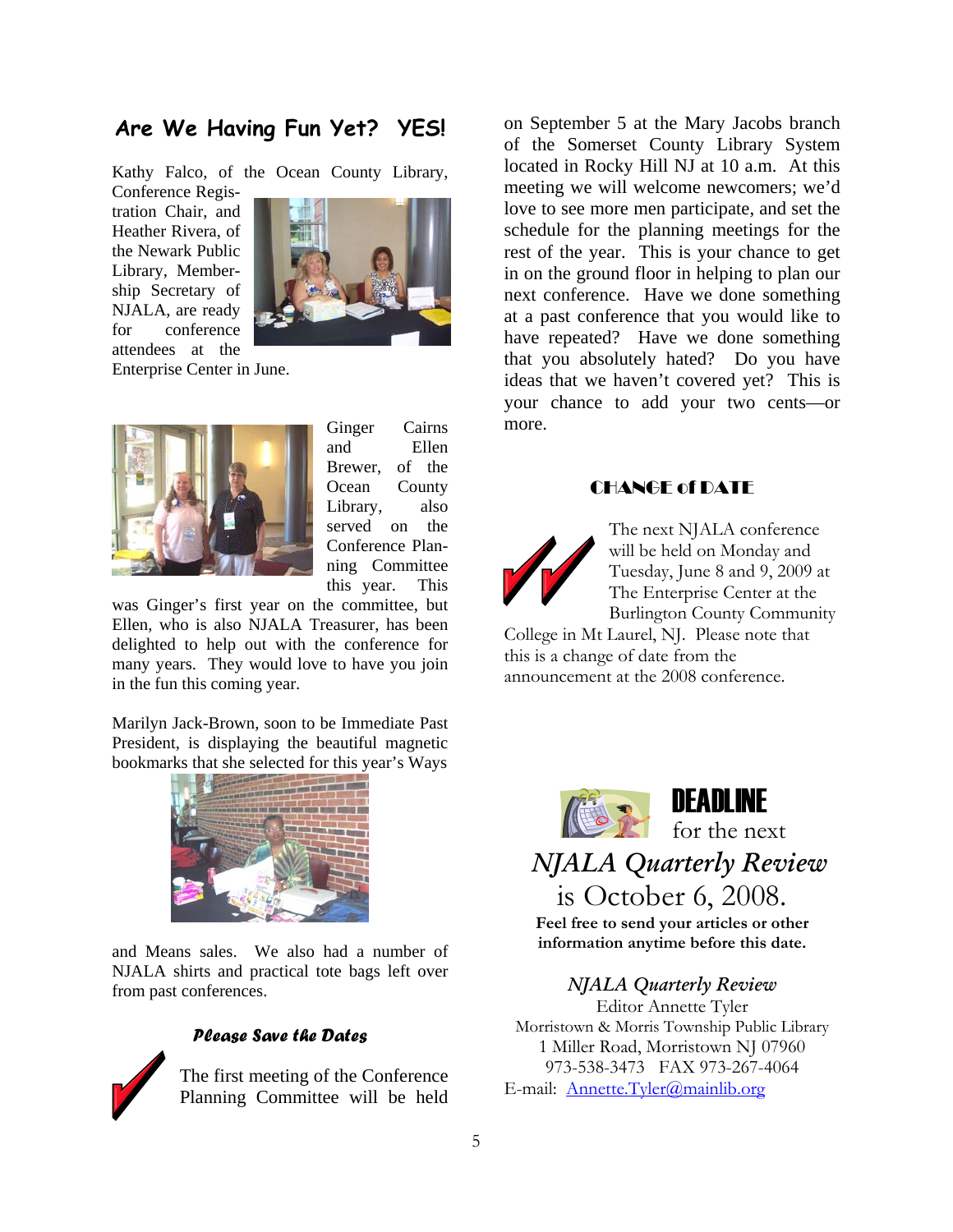## Are We Having Fun Yet? YES!

Kathy Falco, of the Ocean County Library, Conference Registration Chair, and Heather Rivera, of the Newark Public Library, Membership Secretary of NJALA, are ready for conference attendees at the Enterprise Center in June.

Ginger Cairns and Ellen Brewer, of the Ocean County Library, also served on the Conference Planning Committee this year. This was Ginger's first year on the committee, but Ellen, who is also NJALA Treasurer, has been delighted to help out with the conference for many years. They would love to have you join in the fun this coming year.

Marilyn Jack-Brown, soon to be Immediate Past President, is displaying the beautiful magnetic bookmarks that she selected for this year's Ways and Means sales. We also had a number of NJALA shirts and practical tote bags left over from past conferences.

### Please Save the Dates

The first meeting of the Conference Planning Committee will be held on September 5 at the Mary Jacobs branch of the Somerset County Library System located in Rocky Hill NJ at 10 a.m. At this meeting we will welcome newcomers; we'd love to see more men participate, and set the schedule for the planning meetings for the rest of the year. This is your chance to get in on the ground floor in helping to plan our next conference. Have we done something at a past conference that you would like to have repeated? Have we done something that you absolutely hated? Do you have ideas that we haven't covered yet? This is your chance to add your two cents—or more.

### CHANGE of DATE

The next NJALA conference will be held on Monday and Tuesday, June 8 and 9, 2009 at The Enterprise Center at the Burlington County Community College in Mt Laurel, NJ. Please note that this is a change of date from the announcement at the 2008 conference.

**DEADLINE** for the next

*NJALA Quarterly Review* is October 6, 2008.

**Feel free to send your articles or other information anytime before this date.**

*NJALA Quarterly Review*
Editor Annette Tyler
Morristown & Morris Township Public Library
1 Miller Road, Morristown NJ 07960
973-538-3473 FAX 973-267-4064
E-mail: Annette.Tyler@mainlib.org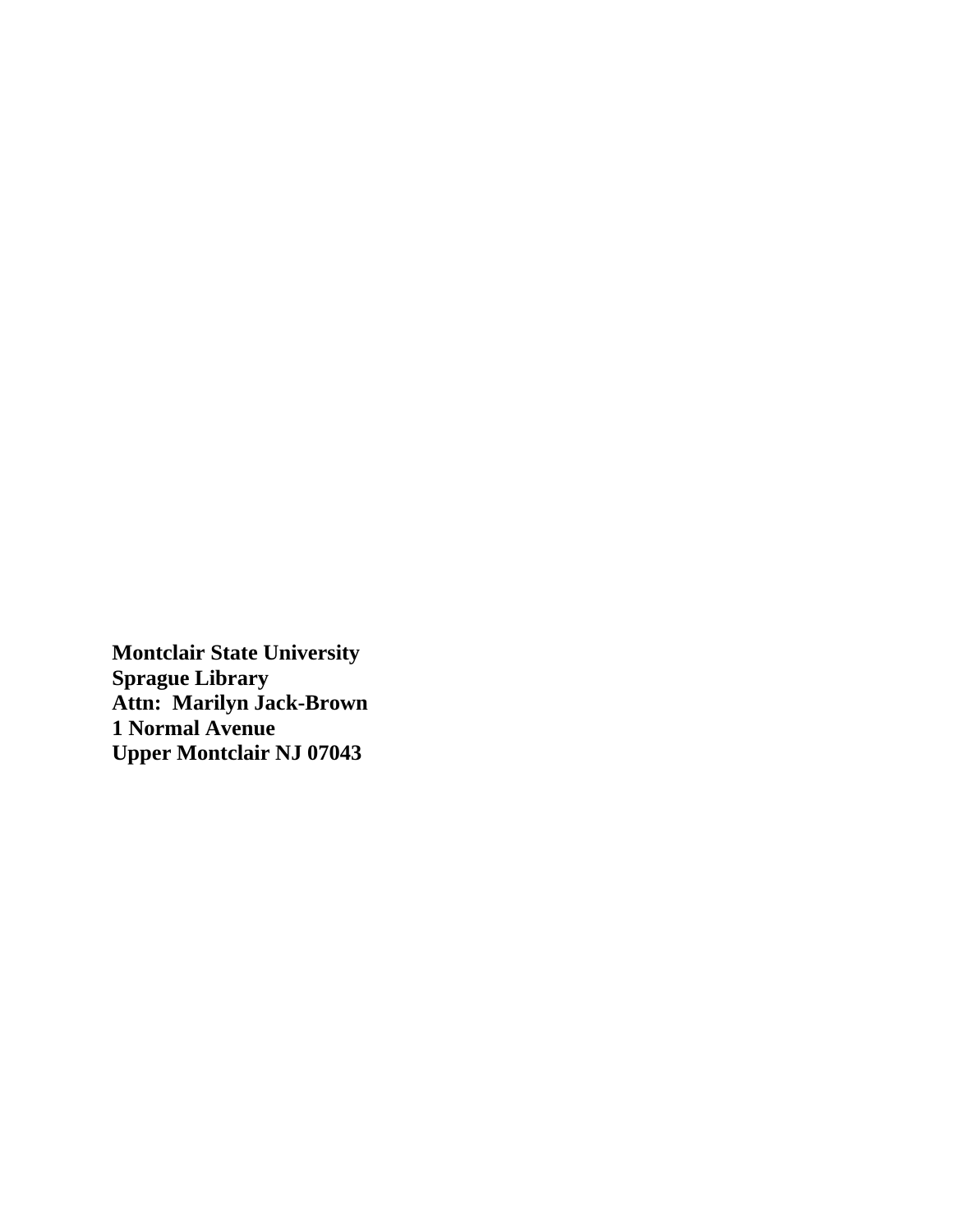**Montclair State University**
**Sprague Library**
**Attn:  Marilyn Jack-Brown**
**1 Normal Avenue**
**Upper Montclair NJ 07043**